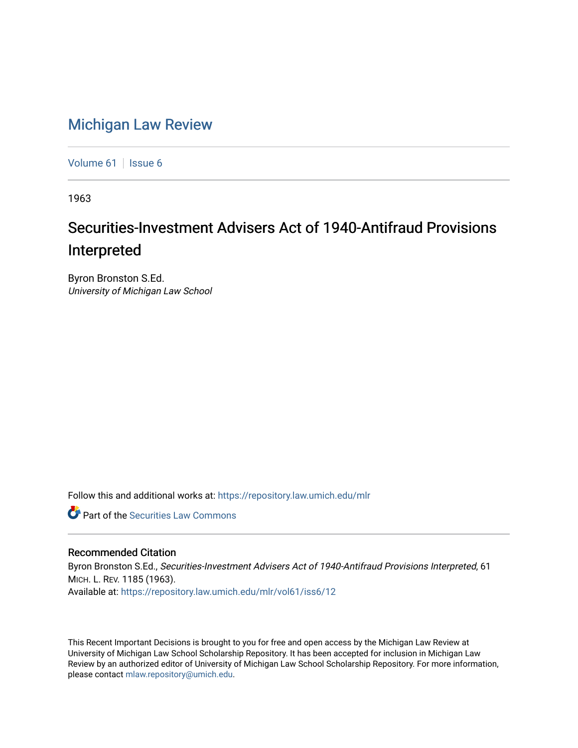# Michigan Law Review

Volume 61 | Issue 6

1963

## Securities-Investment Advisers Act of 1940-Antifraud Provisions Interpreted

Byron Bronston S.Ed.
*University of Michigan Law School*

Follow this and additional works at: https://repository.law.umich.edu/mlr

Part of the Securities Law Commons

### Recommended Citation

Byron Bronston S.Ed., *Securities-Investment Advisers Act of 1940-Antifraud Provisions Interpreted*, 61 MICH. L. REV. 1185 (1963).
Available at: https://repository.law.umich.edu/mlr/vol61/iss6/12

This Recent Important Decisions is brought to you for free and open access by the Michigan Law Review at University of Michigan Law School Scholarship Repository. It has been accepted for inclusion in Michigan Law Review by an authorized editor of University of Michigan Law School Scholarship Repository. For more information, please contact mlaw.repository@umich.edu.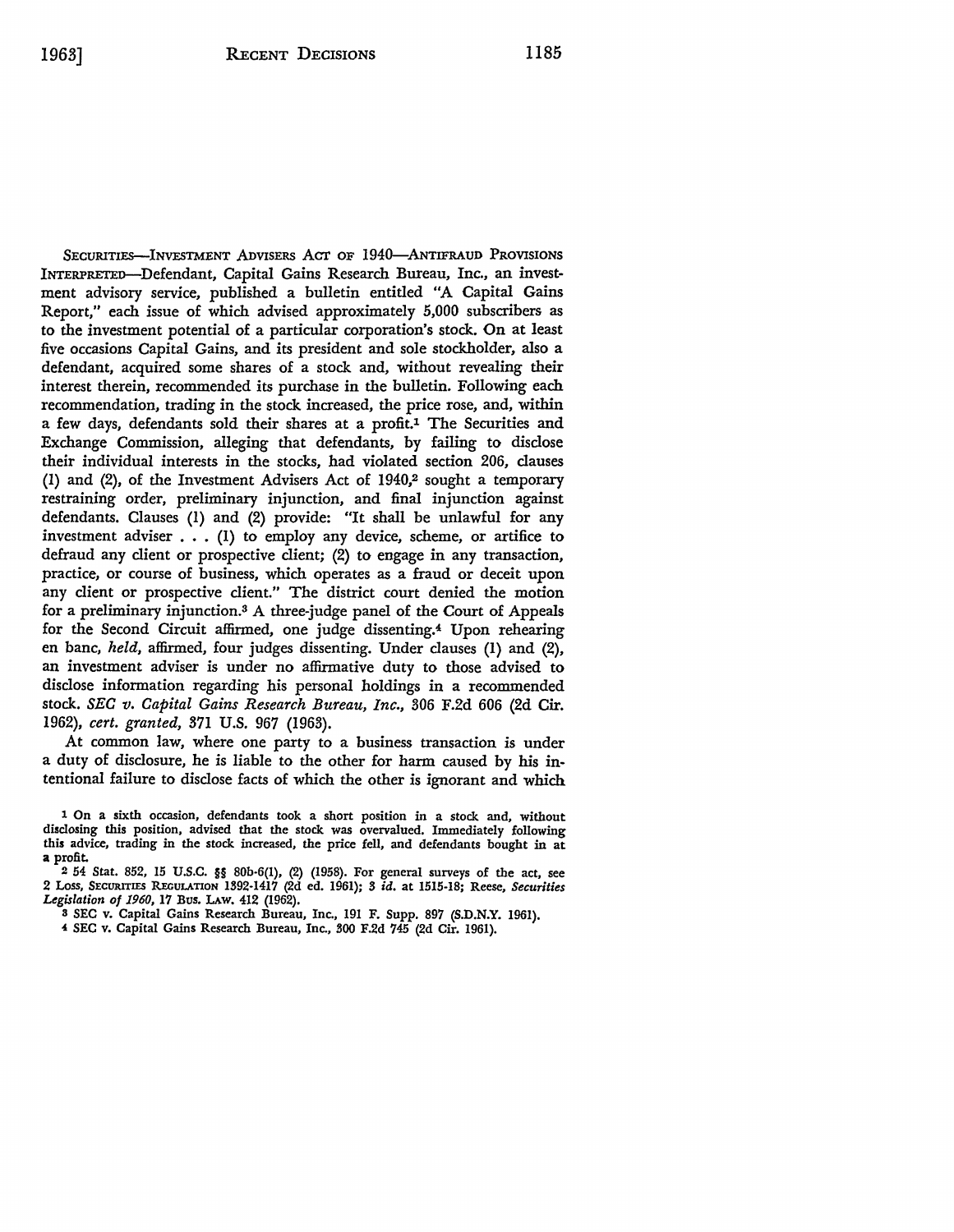SECURITIES—INVESTMENT ADVISERS ACT OF 1940—ANTIFRAUD PROVISIONS INTERPRETED—Defendant, Capital Gains Research Bureau, Inc., an investment advisory service, published a bulletin entitled "A Capital Gains Report," each issue of which advised approximately 5,000 subscribers as to the investment potential of a particular corporation's stock. On at least five occasions Capital Gains, and its president and sole stockholder, also a defendant, acquired some shares of a stock and, without revealing their interest therein, recommended its purchase in the bulletin. Following each recommendation, trading in the stock increased, the price rose, and, within a few days, defendants sold their shares at a profit.[1] The Securities and Exchange Commission, alleging that defendants, by failing to disclose their individual interests in the stocks, had violated section 206, clauses (1) and (2), of the Investment Advisers Act of 1940,[2] sought a temporary restraining order, preliminary injunction, and final injunction against defendants. Clauses (1) and (2) provide: "It shall be unlawful for any investment adviser . . . (1) to employ any device, scheme, or artifice to defraud any client or prospective client; (2) to engage in any transaction, practice, or course of business, which operates as a fraud or deceit upon any client or prospective client." The district court denied the motion for a preliminary injunction.[3] A three-judge panel of the Court of Appeals for the Second Circuit affirmed, one judge dissenting.[4] Upon rehearing en banc, *held*, affirmed, four judges dissenting. Under clauses (1) and (2), an investment adviser is under no affirmative duty to those advised to disclose information regarding his personal holdings in a recommended stock. *SEC v. Capital Gains Research Bureau, Inc.*, 306 F.2d 606 (2d Cir. 1962), *cert. granted*, 371 U.S. 967 (1963).

At common law, where one party to a business transaction is under a duty of disclosure, he is liable to the other for harm caused by his intentional failure to disclose facts of which the other is ignorant and which

---

[1] On a sixth occasion, defendants took a short position in a stock and, without disclosing this position, advised that the stock was overvalued. Immediately following this advice, trading in the stock increased, the price fell, and defendants bought in at a profit.

[2] 54 Stat. 852, 15 U.S.C. §§ 80b-6(1), (2) (1958). For general surveys of the act, see 2 LOSS, SECURITIES REGULATION 1392-1417 (2d ed. 1961); 3 *id.* at 1515-18; Reese, *Securities Legislation of 1960*, 17 BUS. LAW. 412 (1962).

[3] SEC v. Capital Gains Research Bureau, Inc., 191 F. Supp. 897 (S.D.N.Y. 1961).

[4] SEC v. Capital Gains Research Bureau, Inc., 300 F.2d 745 (2d Cir. 1961).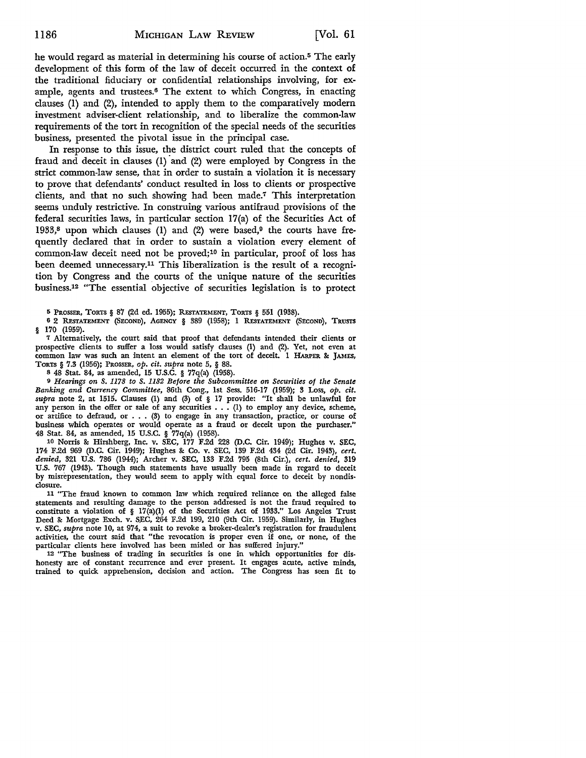he would regard as material in determining his course of action.[5] The early development of this form of the law of deceit occurred in the context of the traditional fiduciary or confidential relationships involving, for example, agents and trustees.[6] The extent to which Congress, in enacting clauses (1) and (2), intended to apply them to the comparatively modern investment adviser-client relationship, and to liberalize the common-law requirements of the tort in recognition of the special needs of the securities business, presented the pivotal issue in the principal case.

In response to this issue, the district court ruled that the concepts of fraud and deceit in clauses (1) and (2) were employed by Congress in the strict common-law sense, that in order to sustain a violation it is necessary to prove that defendants' conduct resulted in loss to clients or prospective clients, and that no such showing had been made.[7] This interpretation seems unduly restrictive. In construing various antifraud provisions of the federal securities laws, in particular section 17(a) of the Securities Act of 1933,[8] upon which clauses (1) and (2) were based,[9] the courts have frequently declared that in order to sustain a violation every element of common-law deceit need not be proved;[10] in particular, proof of loss has been deemed unnecessary.[11] This liberalization is the result of a recognition by Congress and the courts of the unique nature of the securities business.[12] "The essential objective of securities legislation is to protect

---

[5] PROSSER, TORTS § 87 (2d ed. 1955); RESTATEMENT, TORTS § 551 (1938).

[6] 2 RESTATEMENT (SECOND), AGENCY § 389 (1958); 1 RESTATEMENT (SECOND), TRUSTS § 170 (1959).

[7] Alternatively, the court said that proof that defendants intended their clients or prospective clients to suffer a loss would satisfy clauses (1) and (2). Yet, not even at common law was such an intent an element of the tort of deceit. 1 HARPER & JAMES, TORTS § 7.3 (1956); PROSSER, *op. cit. supra* note 5, § 88.

[8] 48 Stat. 84, as amended, 15 U.S.C. § 77q(a) (1958).

[9] *Hearings on S. 1178 to S. 1182 Before the Subcommittee on Securities of the Senate Banking and Currency Committee*, 86th Cong., 1st Sess. 516-17 (1959); 3 LOSS, *op. cit. supra* note 2, at 1515. Clauses (1) and (3) of § 17 provide: "It shall be unlawful for any person in the offer or sale of any securities . . . (1) to employ any device, scheme, or artifice to defraud, or . . . (3) to engage in any transaction, practice, or course of business which operates or would operate as a fraud or deceit upon the purchaser." 48 Stat. 84, as amended, 15 U.S.C. § 77q(a) (1958).

[10] Norris & Hirshberg, Inc. v. SEC, 177 F.2d 228 (D.C. Cir. 1949); Hughes v. SEC, 174 F.2d 969 (D.C. Cir. 1949); Hughes & Co. v. SEC, 139 F.2d 434 (2d Cir. 1943), *cert. denied*, 321 U.S. 786 (1944); Archer v. SEC, 133 F.2d 795 (8th Cir.), *cert. denied*, 319 U.S. 767 (1943). Though such statements have usually been made in regard to deceit by misrepresentation, they would seem to apply with equal force to deceit by nondisclosure.

[11] "The fraud known to common law which required reliance on the alleged false statements and resulting damage to the person addressed is not the fraud required to constitute a violation of § 17(a)(1) of the Securities Act of 1933." Los Angeles Trust Deed & Mortgage Exch. v. SEC, 264 F.2d 199, 210 (9th Cir. 1959). Similarly, in Hughes v. SEC, *supra* note 10, at 974, a suit to revoke a broker-dealer's registration for fraudulent activities, the court said that "the revocation is proper even if one, or none, of the particular clients here involved has been misled or has suffered injury."

[12] "The business of trading in securities is one in which opportunities for dishonesty are of constant recurrence and ever present. It engages acute, active minds, trained to quick apprehension, decision and action. The Congress has seen fit to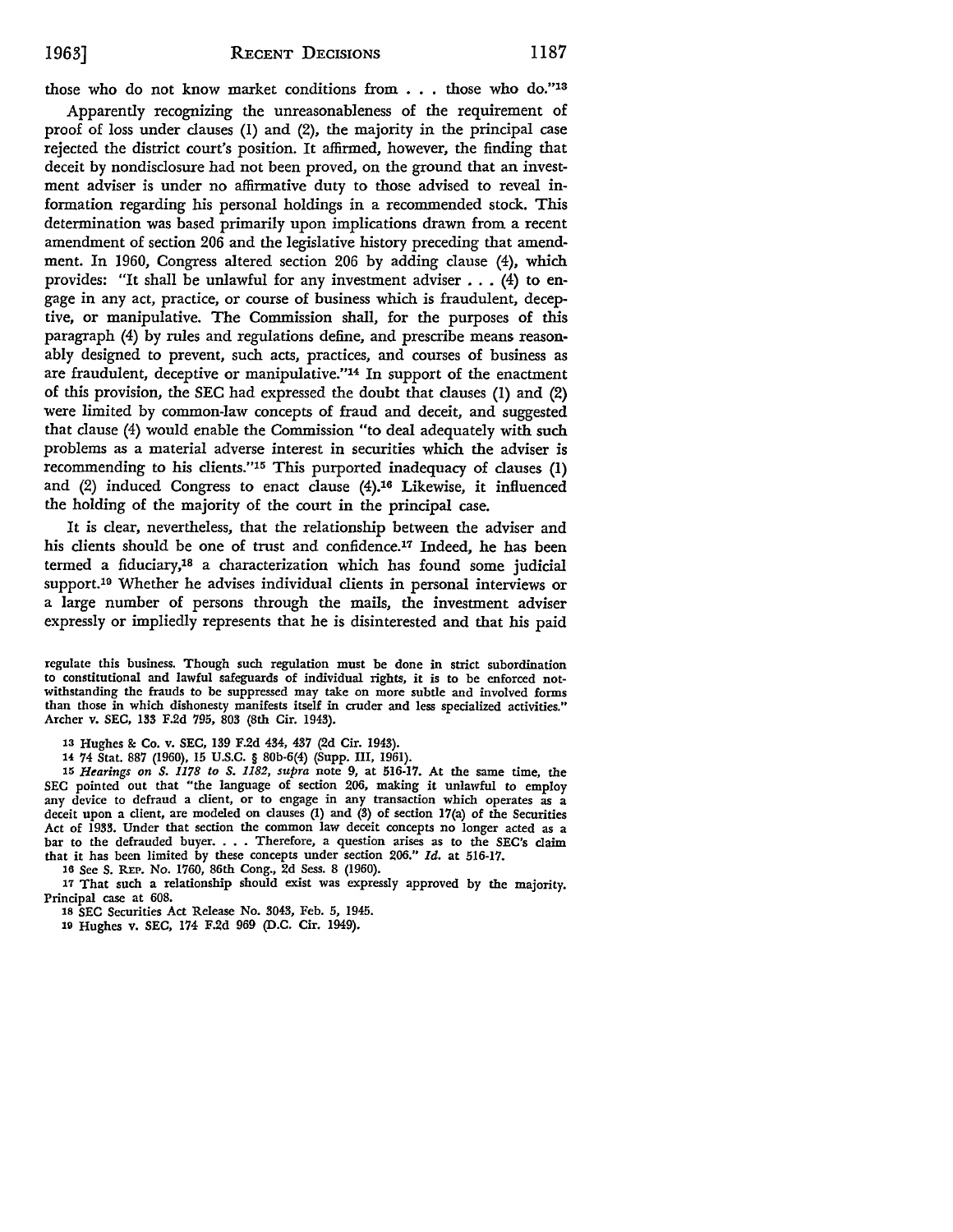those who do not know market conditions from . . . those who do."[13]

Apparently recognizing the unreasonableness of the requirement of proof of loss under clauses (1) and (2), the majority in the principal case rejected the district court's position. It affirmed, however, the finding that deceit by nondisclosure had not been proved, on the ground that an investment adviser is under no affirmative duty to those advised to reveal information regarding his personal holdings in a recommended stock. This determination was based primarily upon implications drawn from a recent amendment of section 206 and the legislative history preceding that amendment. In 1960, Congress altered section 206 by adding clause (4), which provides: "It shall be unlawful for any investment adviser . . . (4) to engage in any act, practice, or course of business which is fraudulent, deceptive, or manipulative. The Commission shall, for the purposes of this paragraph (4) by rules and regulations define, and prescribe means reasonably designed to prevent, such acts, practices, and courses of business as are fraudulent, deceptive or manipulative."[14] In support of the enactment of this provision, the SEC had expressed the doubt that clauses (1) and (2) were limited by common-law concepts of fraud and deceit, and suggested that clause (4) would enable the Commission "to deal adequately with such problems as a material adverse interest in securities which the adviser is recommending to his clients."[15] This purported inadequacy of clauses (1) and (2) induced Congress to enact clause (4).[16] Likewise, it influenced the holding of the majority of the court in the principal case.

It is clear, nevertheless, that the relationship between the adviser and his clients should be one of trust and confidence.[17] Indeed, he has been termed a fiduciary,[18] a characterization which has found some judicial support.[19] Whether he advises individual clients in personal interviews or a large number of persons through the mails, the investment adviser expressly or impliedly represents that he is disinterested and that his paid

---

regulate this business. Though such regulation must be done in strict subordination to constitutional and lawful safeguards of individual rights, it is to be enforced notwithstanding the frauds to be suppressed may take on more subtle and involved forms than those in which dishonesty manifests itself in cruder and less specialized activities." Archer v. SEC, 133 F.2d 795, 803 (8th Cir. 1943).

[13] Hughes & Co. v. SEC, 139 F.2d 434, 437 (2d Cir. 1943).

[14] 74 Stat. 887 (1960), 15 U.S.C. § 80b-6(4) (Supp. III, 1961).

[15] *Hearings on S. 1178 to S. 1182, supra* note 9, at 516-17. At the same time, the SEC pointed out that "the language of section 206, making it unlawful to employ any device to defraud a client, or to engage in any transaction which operates as a deceit upon a client, are modeled on clauses (1) and (3) of section 17(a) of the Securities Act of 1933. Under that section the common law deceit concepts no longer acted as a bar to the defrauded buyer. . . . Therefore, a question arises as to the SEC's claim that it has been limited by these concepts under section 206." *Id.* at 516-17.

[16] See S. REP. No. 1760, 86th Cong., 2d Sess. 8 (1960).

[17] That such a relationship should exist was expressly approved by the majority. Principal case at 608.

[18] SEC Securities Act Release No. 3043, Feb. 5, 1945.

[19] Hughes v. SEC, 174 F.2d 969 (D.C. Cir. 1949).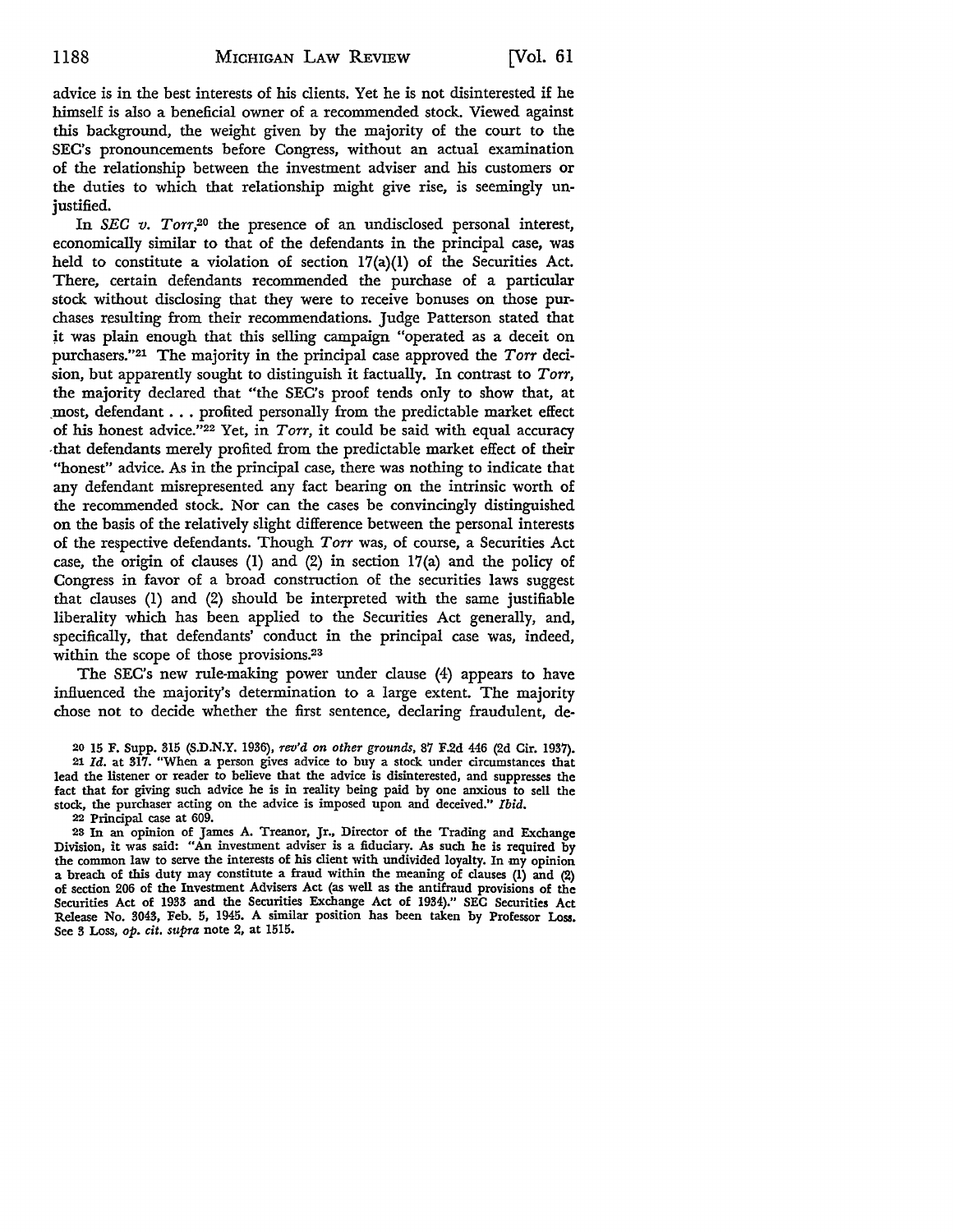advice is in the best interests of his clients. Yet he is not disinterested if he himself is also a beneficial owner of a recommended stock. Viewed against this background, the weight given by the majority of the court to the SEC's pronouncements before Congress, without an actual examination of the relationship between the investment adviser and his customers or the duties to which that relationship might give rise, is seemingly unjustified.

In *SEC v. Torr*,[20] the presence of an undisclosed personal interest, economically similar to that of the defendants in the principal case, was held to constitute a violation of section 17(a)(1) of the Securities Act. There, certain defendants recommended the purchase of a particular stock without disclosing that they were to receive bonuses on those purchases resulting from their recommendations. Judge Patterson stated that it was plain enough that this selling campaign "operated as a deceit on purchasers."[21] The majority in the principal case approved the *Torr* decision, but apparently sought to distinguish it factually. In contrast to *Torr*, the majority declared that "the SEC's proof tends only to show that, at most, defendant . . . profited personally from the predictable market effect of his honest advice."[22] Yet, in *Torr*, it could be said with equal accuracy that defendants merely profited from the predictable market effect of their "honest" advice. As in the principal case, there was nothing to indicate that any defendant misrepresented any fact bearing on the intrinsic worth of the recommended stock. Nor can the cases be convincingly distinguished on the basis of the relatively slight difference between the personal interests of the respective defendants. Though *Torr* was, of course, a Securities Act case, the origin of clauses (1) and (2) in section 17(a) and the policy of Congress in favor of a broad construction of the securities laws suggest that clauses (1) and (2) should be interpreted with the same justifiable liberality which has been applied to the Securities Act generally, and, specifically, that defendants' conduct in the principal case was, indeed, within the scope of those provisions.[23]

The SEC's new rule-making power under clause (4) appears to have influenced the majority's determination to a large extent. The majority chose not to decide whether the first sentence, declaring fraudulent, de-

[20] 15 F. Supp. 315 (S.D.N.Y. 1936), *rev'd on other grounds*, 87 F.2d 446 (2d Cir. 1937).

[21] *Id.* at 317. "When a person gives advice to buy a stock under circumstances that lead the listener or reader to believe that the advice is disinterested, and suppresses the fact that for giving such advice he is in reality being paid by one anxious to sell the stock, the purchaser acting on the advice is imposed upon and deceived." *Ibid.*

[22] Principal case at 609.

[23] In an opinion of James A. Treanor, Jr., Director of the Trading and Exchange Division, it was said: "An investment adviser is a fiduciary. As such he is required by the common law to serve the interests of his client with undivided loyalty. In my opinion a breach of this duty may constitute a fraud within the meaning of clauses (1) and (2) of section 206 of the Investment Advisers Act (as well as the antifraud provisions of the Securities Act of 1933 and the Securities Exchange Act of 1934)." SEC Securities Act Release No. 3043, Feb. 5, 1945. A similar position has been taken by Professor Loss. See 3 Loss, *op. cit. supra* note 2, at 1515.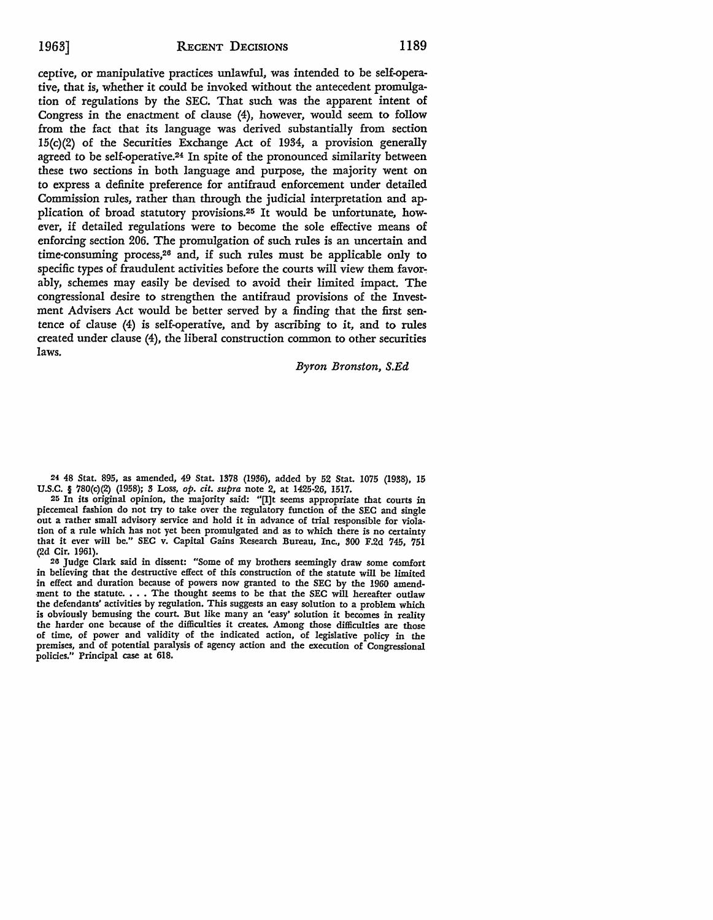ceptive, or manipulative practices unlawful, was intended to be self-operative, that is, whether it could be invoked without the antecedent promulgation of regulations by the SEC. That such was the apparent intent of Congress in the enactment of clause (4), however, would seem to follow from the fact that its language was derived substantially from section 15(c)(2) of the Securities Exchange Act of 1934, a provision generally agreed to be self-operative.[24] In spite of the pronounced similarity between these two sections in both language and purpose, the majority went on to express a definite preference for antifraud enforcement under detailed Commission rules, rather than through the judicial interpretation and application of broad statutory provisions.[25] It would be unfortunate, however, if detailed regulations were to become the sole effective means of enforcing section 206. The promulgation of such rules is an uncertain and time-consuming process,[26] and, if such rules must be applicable only to specific types of fraudulent activities before the courts will view them favorably, schemes may easily be devised to avoid their limited impact. The congressional desire to strengthen the antifraud provisions of the Investment Advisers Act would be better served by a finding that the first sentence of clause (4) is self-operative, and by ascribing to it, and to rules created under clause (4), the liberal construction common to other securities laws.

*Byron Bronston, S.Ed*

---

[24] 48 Stat. 895, as amended, 49 Stat. 1378 (1936), added by 52 Stat. 1075 (1938), 15 U.S.C. § 78o(c)(2) (1958); 3 Loss, *op. cit. supra* note 2, at 1425-26, 1517.

[25] In its original opinion, the majority said: "[I]t seems appropriate that courts in piecemeal fashion do not try to take over the regulatory function of the SEC and single out a rather small advisory service and hold it in advance of trial responsible for violation of a rule which has not yet been promulgated and as to which there is no certainty that it ever will be." SEC v. Capital Gains Research Bureau, Inc., 300 F.2d 745, 751 (2d Cir. 1961).

[26] Judge Clark said in dissent: "Some of my brothers seemingly draw some comfort in believing that the destructive effect of this construction of the statute will be limited in effect and duration because of powers now granted to the SEC by the 1960 amendment to the statute. . . . The thought seems to be that the SEC will hereafter outlaw the defendants' activities by regulation. This suggests an easy solution to a problem which is obviously bemusing the court. But like many an 'easy' solution it becomes in reality the harder one because of the difficulties it creates. Among those difficulties are those of time, of power and validity of the indicated action, of legislative policy in the premises, and of potential paralysis of agency action and the execution of Congressional policies." Principal case at 618.